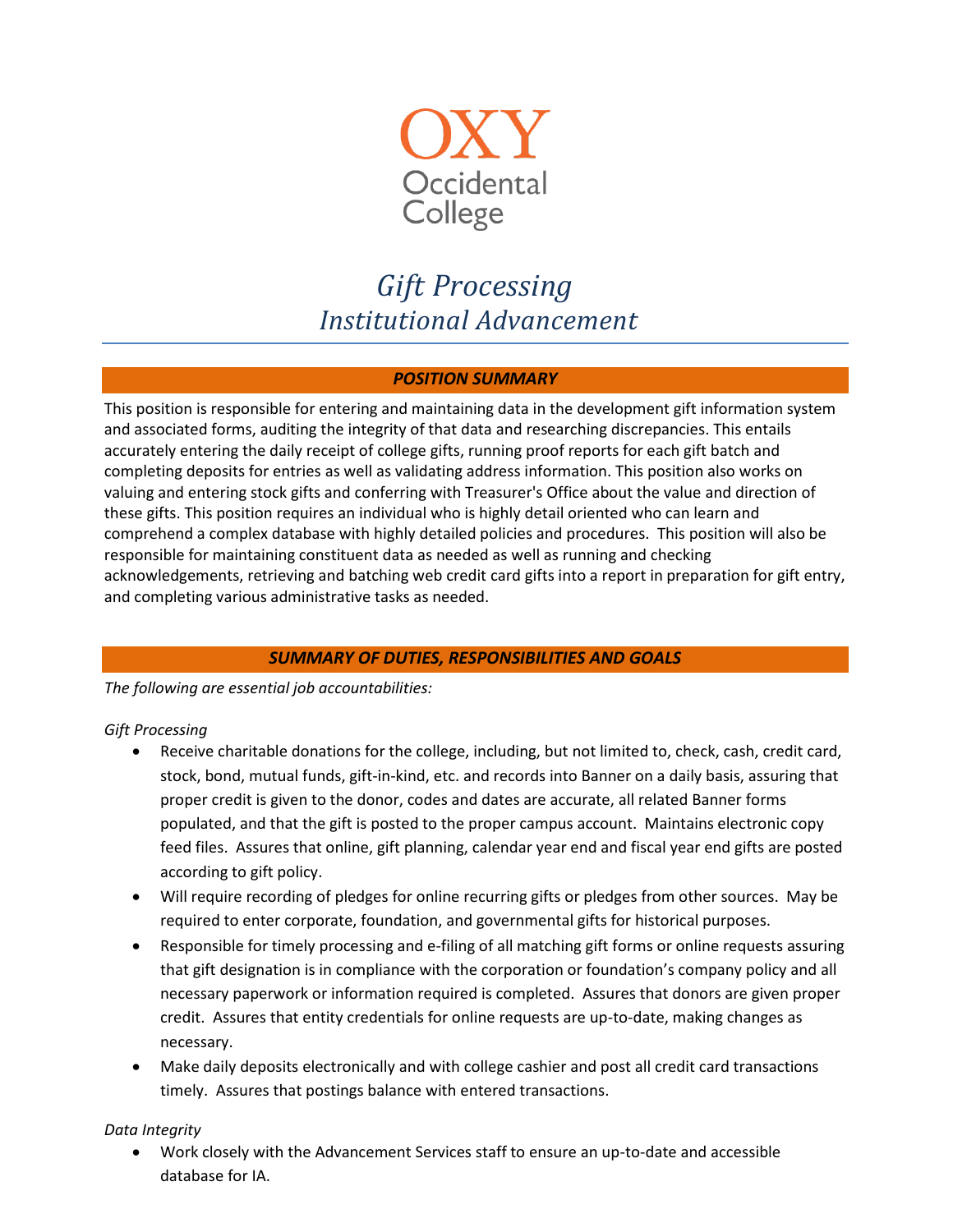OXY
Occidental
College

# *Gift Processing*
# *Institutional Advancement*

## *POSITION SUMMARY*

This position is responsible for entering and maintaining data in the development gift information system and associated forms, auditing the integrity of that data and researching discrepancies. This entails accurately entering the daily receipt of college gifts, running proof reports for each gift batch and completing deposits for entries as well as validating address information. This position also works on valuing and entering stock gifts and conferring with Treasurer's Office about the value and direction of these gifts. This position requires an individual who is highly detail oriented who can learn and comprehend a complex database with highly detailed policies and procedures. This position will also be responsible for maintaining constituent data as needed as well as running and checking acknowledgements, retrieving and batching web credit card gifts into a report in preparation for gift entry, and completing various administrative tasks as needed.

## *SUMMARY OF DUTIES, RESPONSIBILITIES AND GOALS*

*The following are essential job accountabilities:*

*Gift Processing*

- Receive charitable donations for the college, including, but not limited to, check, cash, credit card, stock, bond, mutual funds, gift-in-kind, etc. and records into Banner on a daily basis, assuring that proper credit is given to the donor, codes and dates are accurate, all related Banner forms populated, and that the gift is posted to the proper campus account. Maintains electronic copy feed files. Assures that online, gift planning, calendar year end and fiscal year end gifts are posted according to gift policy.
- Will require recording of pledges for online recurring gifts or pledges from other sources. May be required to enter corporate, foundation, and governmental gifts for historical purposes.
- Responsible for timely processing and e-filing of all matching gift forms or online requests assuring that gift designation is in compliance with the corporation or foundation's company policy and all necessary paperwork or information required is completed. Assures that donors are given proper credit. Assures that entity credentials for online requests are up-to-date, making changes as necessary.
- Make daily deposits electronically and with college cashier and post all credit card transactions timely. Assures that postings balance with entered transactions.

*Data Integrity*

- Work closely with the Advancement Services staff to ensure an up-to-date and accessible database for IA.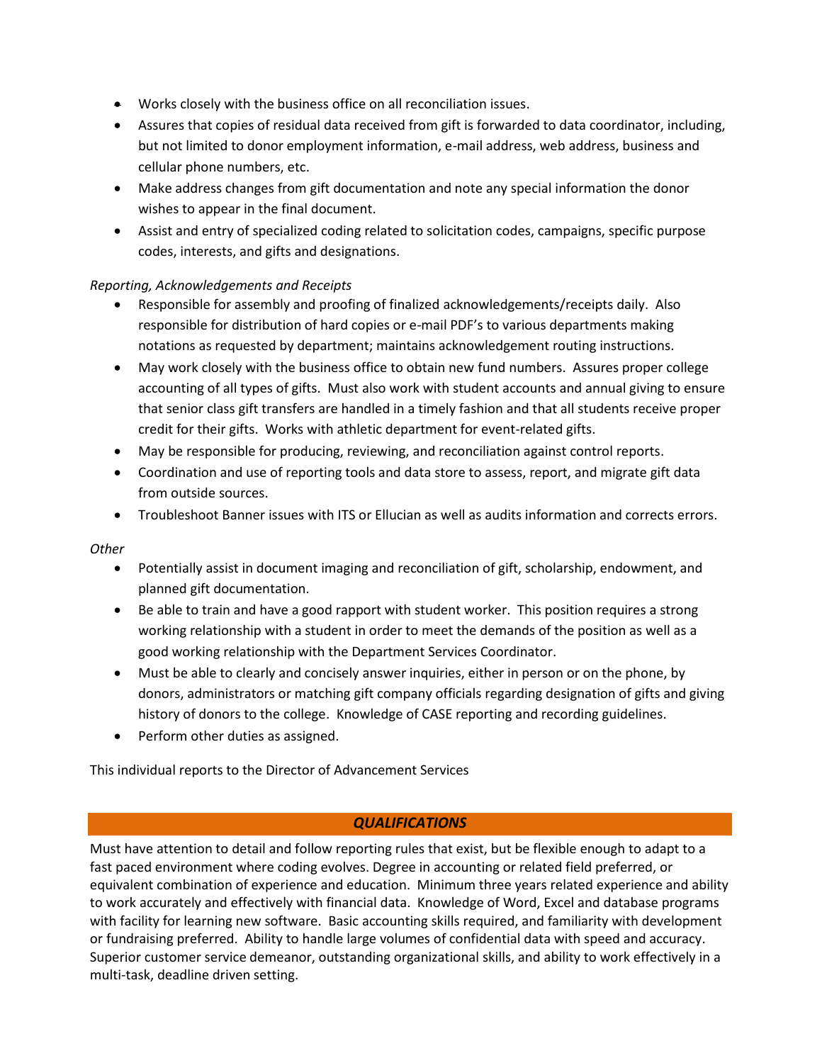- Works closely with the business office on all reconciliation issues.
- Assures that copies of residual data received from gift is forwarded to data coordinator, including, but not limited to donor employment information, e-mail address, web address, business and cellular phone numbers, etc.
- Make address changes from gift documentation and note any special information the donor wishes to appear in the final document.
- Assist and entry of specialized coding related to solicitation codes, campaigns, specific purpose codes, interests, and gifts and designations.

*Reporting, Acknowledgements and Receipts*

- Responsible for assembly and proofing of finalized acknowledgements/receipts daily. Also responsible for distribution of hard copies or e-mail PDF's to various departments making notations as requested by department; maintains acknowledgement routing instructions.
- May work closely with the business office to obtain new fund numbers. Assures proper college accounting of all types of gifts. Must also work with student accounts and annual giving to ensure that senior class gift transfers are handled in a timely fashion and that all students receive proper credit for their gifts. Works with athletic department for event-related gifts.
- May be responsible for producing, reviewing, and reconciliation against control reports.
- Coordination and use of reporting tools and data store to assess, report, and migrate gift data from outside sources.
- Troubleshoot Banner issues with ITS or Ellucian as well as audits information and corrects errors.

*Other*

- Potentially assist in document imaging and reconciliation of gift, scholarship, endowment, and planned gift documentation.
- Be able to train and have a good rapport with student worker. This position requires a strong working relationship with a student in order to meet the demands of the position as well as a good working relationship with the Department Services Coordinator.
- Must be able to clearly and concisely answer inquiries, either in person or on the phone, by donors, administrators or matching gift company officials regarding designation of gifts and giving history of donors to the college. Knowledge of CASE reporting and recording guidelines.
- Perform other duties as assigned.

This individual reports to the Director of Advancement Services

## ***QUALIFICATIONS***

Must have attention to detail and follow reporting rules that exist, but be flexible enough to adapt to a fast paced environment where coding evolves. Degree in accounting or related field preferred, or equivalent combination of experience and education. Minimum three years related experience and ability to work accurately and effectively with financial data. Knowledge of Word, Excel and database programs with facility for learning new software. Basic accounting skills required, and familiarity with development or fundraising preferred. Ability to handle large volumes of confidential data with speed and accuracy. Superior customer service demeanor, outstanding organizational skills, and ability to work effectively in a multi-task, deadline driven setting.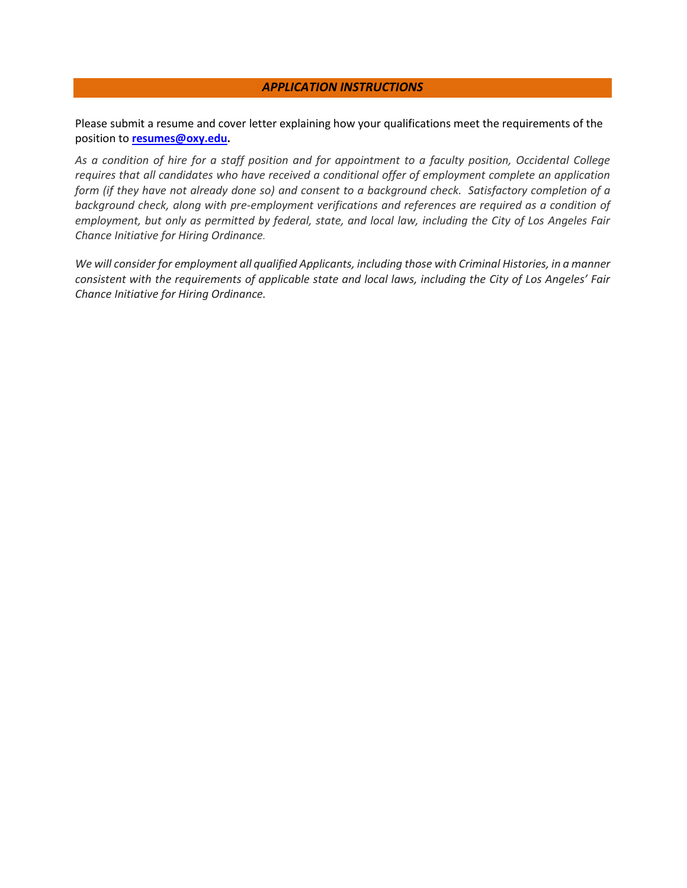## *APPLICATION INSTRUCTIONS*

Please submit a resume and cover letter explaining how your qualifications meet the requirements of the position to **resumes@oxy.edu.**

*As a condition of hire for a staff position and for appointment to a faculty position, Occidental College requires that all candidates who have received a conditional offer of employment complete an application form (if they have not already done so) and consent to a background check. Satisfactory completion of a background check, along with pre-employment verifications and references are required as a condition of employment, but only as permitted by federal, state, and local law, including the City of Los Angeles Fair Chance Initiative for Hiring Ordinance.*

*We will consider for employment all qualified Applicants, including those with Criminal Histories, in a manner consistent with the requirements of applicable state and local laws, including the City of Los Angeles' Fair Chance Initiative for Hiring Ordinance.*